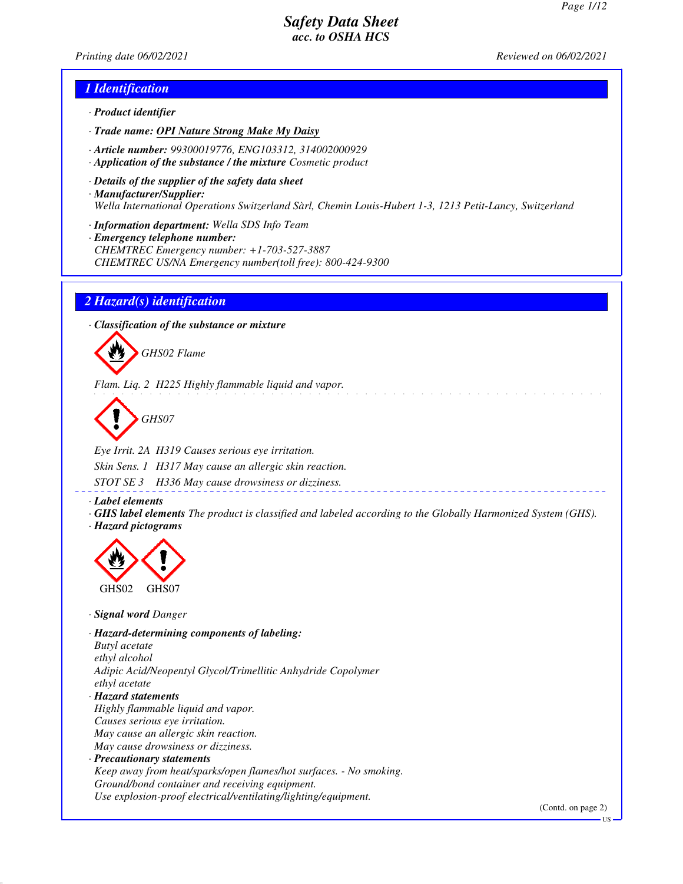# Safety Data Sheet
## acc. to OSHA HCS

Printing date 06/02/2021 Reviewed on 06/02/2021

## 1 Identification

- **Product identifier**
- **Trade name:** **OPI Nature Strong Make My Daisy**
- **Article number:** 99300019776, ENG103312, 314002000929
- **Application of the substance / the mixture** Cosmetic product
- **Details of the supplier of the safety data sheet**
- **Manufacturer/Supplier:**
  Wella International Operations Switzerland Sàrl, Chemin Louis-Hubert 1-3, 1213 Petit-Lancy, Switzerland
- **Information department:** Wella SDS Info Team
- **Emergency telephone number:**
  CHEMTREC Emergency number: +1-703-527-3887
  CHEMTREC US/NA Emergency number(toll free): 800-424-9300

## 2 Hazard(s) identification

- **Classification of the substance or mixture**

GHS02 Flame

Flam. Liq. 2 H225 Highly flammable liquid and vapor.

GHS07

Eye Irrit. 2A H319 Causes serious eye irritation.

Skin Sens. 1 H317 May cause an allergic skin reaction.

STOT SE 3 H336 May cause drowsiness or dizziness.

- **Label elements**
- **GHS label elements** The product is classified and labeled according to the Globally Harmonized System (GHS).
- **Hazard pictograms**

GHS02 GHS07

- **Signal word** Danger
- **Hazard-determining components of labeling:**
  Butyl acetate
  ethyl alcohol
  Adipic Acid/Neopentyl Glycol/Trimellitic Anhydride Copolymer
  ethyl acetate
- **Hazard statements**
  Highly flammable liquid and vapor.
  Causes serious eye irritation.
  May cause an allergic skin reaction.
  May cause drowsiness or dizziness.
- **Precautionary statements**
  Keep away from heat/sparks/open flames/hot surfaces. - No smoking.
  Ground/bond container and receiving equipment.
  Use explosion-proof electrical/ventilating/lighting/equipment.

(Contd. on page 2)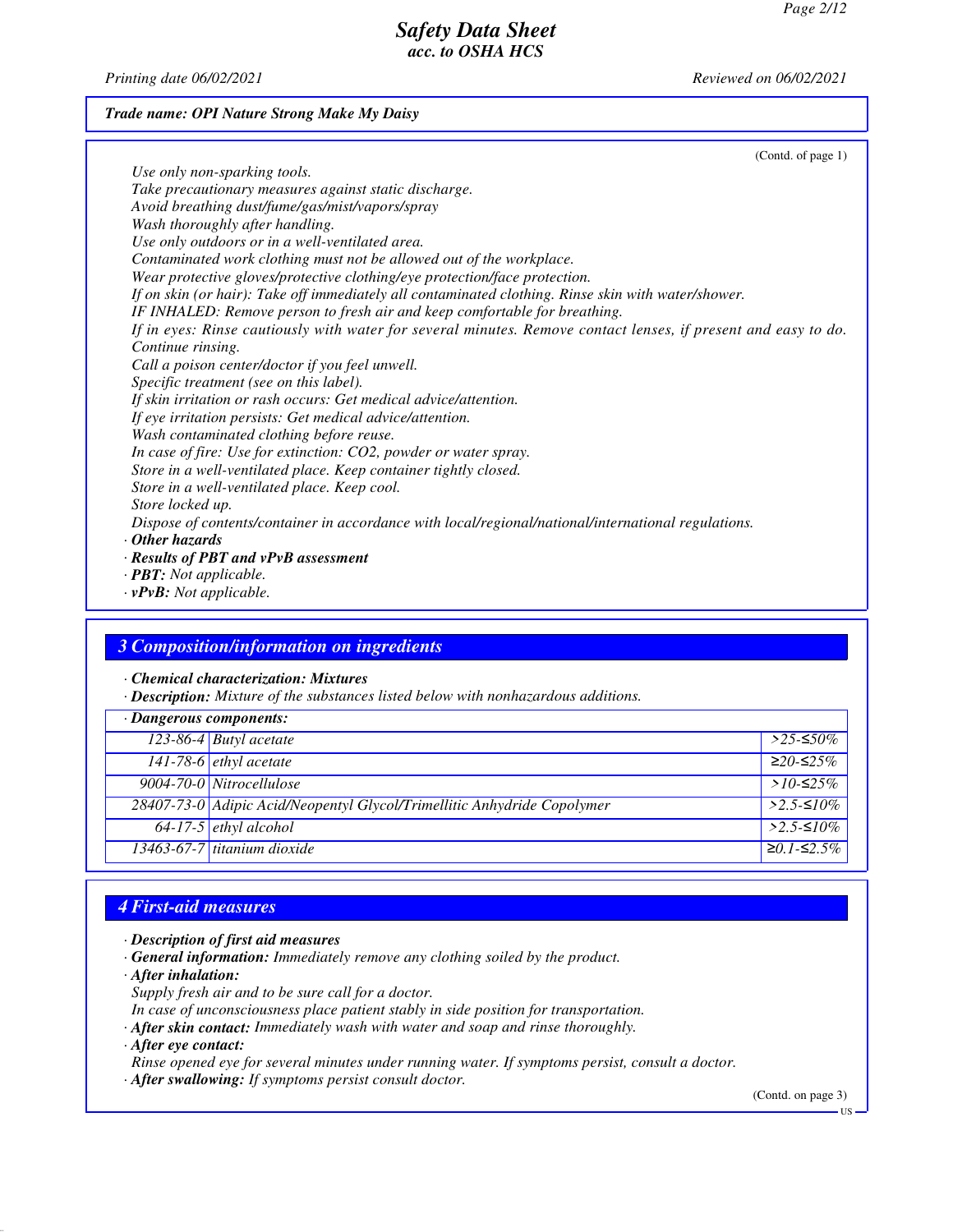**Trade name: OPI Nature Strong Make My Daisy**

(Contd. of page 1)

*Use only non-sparking tools.*
*Take precautionary measures against static discharge.*
*Avoid breathing dust/fume/gas/mist/vapors/spray*
*Wash thoroughly after handling.*
*Use only outdoors or in a well-ventilated area.*
*Contaminated work clothing must not be allowed out of the workplace.*
*Wear protective gloves/protective clothing/eye protection/face protection.*
*If on skin (or hair): Take off immediately all contaminated clothing. Rinse skin with water/shower.*
*IF INHALED: Remove person to fresh air and keep comfortable for breathing.*
*If in eyes: Rinse cautiously with water for several minutes. Remove contact lenses, if present and easy to do. Continue rinsing.*
*Call a poison center/doctor if you feel unwell.*
*Specific treatment (see on this label).*
*If skin irritation or rash occurs: Get medical advice/attention.*
*If eye irritation persists: Get medical advice/attention.*
*Wash contaminated clothing before reuse.*
*In case of fire: Use for extinction: CO2, powder or water spray.*
*Store in a well-ventilated place. Keep container tightly closed.*
*Store in a well-ventilated place. Keep cool.*
*Store locked up.*
*Dispose of contents/container in accordance with local/regional/national/international regulations.*

· ***Other hazards***
· ***Results of PBT and vPvB assessment***
· ***PBT:*** *Not applicable.*
· ***vPvB:*** *Not applicable.*

## 3 Composition/information on ingredients

· ***Chemical characterization: Mixtures***
· ***Description:*** *Mixture of the substances listed below with nonhazardous additions.*

| · Dangerous components: | | |
|---|---|---|
| 123-86-4 | Butyl acetate | >25-≤50% |
| 141-78-6 | ethyl acetate | ≥20-≤25% |
| 9004-70-0 | Nitrocellulose | >10-≤25% |
| 28407-73-0 | Adipic Acid/Neopentyl Glycol/Trimellitic Anhydride Copolymer | >2.5-≤10% |
| 64-17-5 | ethyl alcohol | >2.5-≤10% |
| 13463-67-7 | titanium dioxide | ≥0.1-≤2.5% |

## 4 First-aid measures

· ***Description of first aid measures***
· ***General information:*** *Immediately remove any clothing soiled by the product.*
· ***After inhalation:***
*Supply fresh air and to be sure call for a doctor.*
*In case of unconsciousness place patient stably in side position for transportation.*
· ***After skin contact:*** *Immediately wash with water and soap and rinse thoroughly.*
· ***After eye contact:***
*Rinse opened eye for several minutes under running water. If symptoms persist, consult a doctor.*
· ***After swallowing:*** *If symptoms persist consult doctor.*

(Contd. on page 3)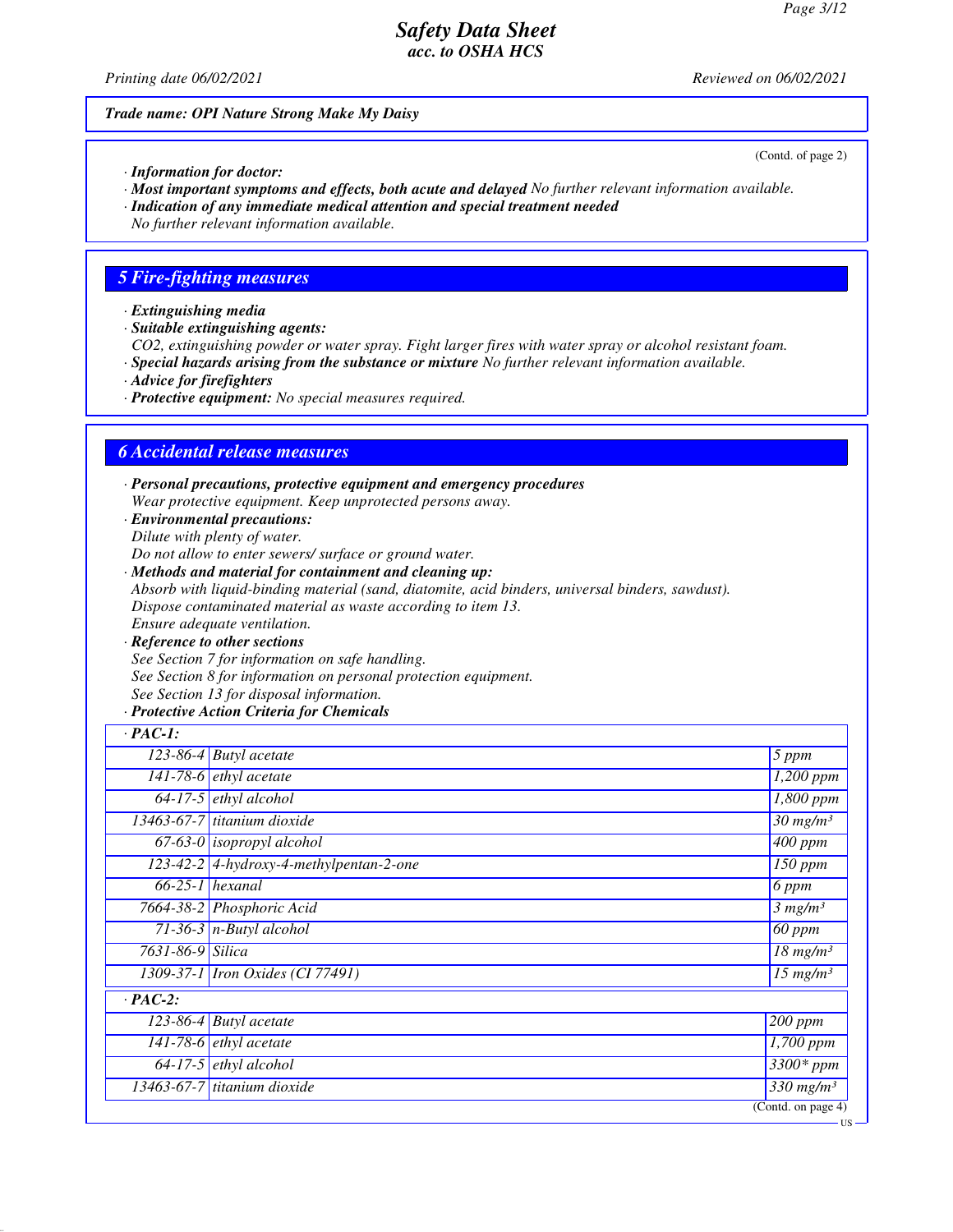**Trade name: OPI Nature Strong Make My Daisy**

(Contd. of page 2)

· **Information for doctor:**
· **Most important symptoms and effects, both acute and delayed** No further relevant information available.
· **Indication of any immediate medical attention and special treatment needed**
No further relevant information available.

## 5 Fire-fighting measures

· **Extinguishing media**
· **Suitable extinguishing agents:**
CO2, extinguishing powder or water spray. Fight larger fires with water spray or alcohol resistant foam.
· **Special hazards arising from the substance or mixture** No further relevant information available.
· **Advice for firefighters**
· **Protective equipment:** No special measures required.

## 6 Accidental release measures

· **Personal precautions, protective equipment and emergency procedures**
Wear protective equipment. Keep unprotected persons away.
· **Environmental precautions:**
Dilute with plenty of water.
Do not allow to enter sewers/ surface or ground water.
· **Methods and material for containment and cleaning up:**
Absorb with liquid-binding material (sand, diatomite, acid binders, universal binders, sawdust).
Dispose contaminated material as waste according to item 13.
Ensure adequate ventilation.
· **Reference to other sections**
See Section 7 for information on safe handling.
See Section 8 for information on personal protection equipment.
See Section 13 for disposal information.
· **Protective Action Criteria for Chemicals**

| · **PAC-1:** | | |
|---|---|---|
| 123-86-4 | Butyl acetate | 5 ppm |
| 141-78-6 | ethyl acetate | 1,200 ppm |
| 64-17-5 | ethyl alcohol | 1,800 ppm |
| 13463-67-7 | titanium dioxide | 30 mg/m³ |
| 67-63-0 | isopropyl alcohol | 400 ppm |
| 123-42-2 | 4-hydroxy-4-methylpentan-2-one | 150 ppm |
| 66-25-1 | hexanal | 6 ppm |
| 7664-38-2 | Phosphoric Acid | 3 mg/m³ |
| 71-36-3 | n-Butyl alcohol | 60 ppm |
| 7631-86-9 | Silica | 18 mg/m³ |
| 1309-37-1 | Iron Oxides (CI 77491) | 15 mg/m³ |

| · **PAC-2:** | | |
|---|---|---|
| 123-86-4 | Butyl acetate | 200 ppm |
| 141-78-6 | ethyl acetate | 1,700 ppm |
| 64-17-5 | ethyl alcohol | 3300* ppm |
| 13463-67-7 | titanium dioxide | 330 mg/m³ |

(Contd. on page 4)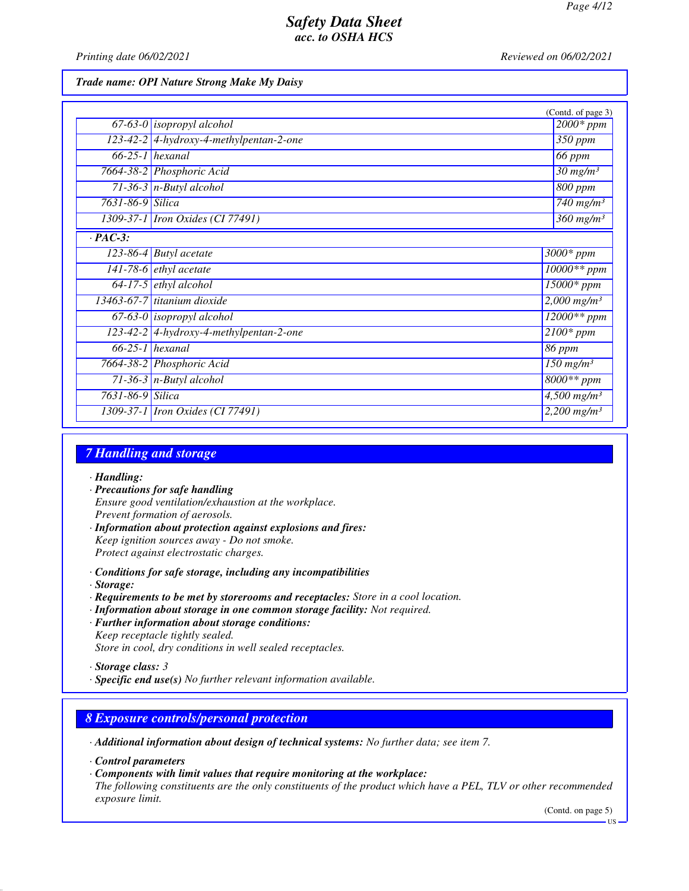Trade name: OPI Nature Strong Make My Daisy

(Contd. of page 3)

| | | |
|---|---|---|
| 67-63-0 | isopropyl alcohol | 2000* ppm |
| 123-42-2 | 4-hydroxy-4-methylpentan-2-one | 350 ppm |
| 66-25-1 | hexanal | 66 ppm |
| 7664-38-2 | Phosphoric Acid | 30 mg/m³ |
| 71-36-3 | n-Butyl alcohol | 800 ppm |
| 7631-86-9 | Silica | 740 mg/m³ |
| 1309-37-1 | Iron Oxides (CI 77491) | 360 mg/m³ |
| **· PAC-3:** | | |
| 123-86-4 | Butyl acetate | 3000* ppm |
| 141-78-6 | ethyl acetate | 10000** ppm |
| 64-17-5 | ethyl alcohol | 15000* ppm |
| 13463-67-7 | titanium dioxide | 2,000 mg/m³ |
| 67-63-0 | isopropyl alcohol | 12000** ppm |
| 123-42-2 | 4-hydroxy-4-methylpentan-2-one | 2100* ppm |
| 66-25-1 | hexanal | 86 ppm |
| 7664-38-2 | Phosphoric Acid | 150 mg/m³ |
| 71-36-3 | n-Butyl alcohol | 8000** ppm |
| 7631-86-9 | Silica | 4,500 mg/m³ |
| 1309-37-1 | Iron Oxides (CI 77491) | 2,200 mg/m³ |

## 7 Handling and storage

· **Handling:**
· **Precautions for safe handling**
Ensure good ventilation/exhaustion at the workplace.
Prevent formation of aerosols.
· **Information about protection against explosions and fires:**
Keep ignition sources away - Do not smoke.
Protect against electrostatic charges.

· **Conditions for safe storage, including any incompatibilities**
· **Storage:**
· **Requirements to be met by storerooms and receptacles:** Store in a cool location.
· **Information about storage in one common storage facility:** Not required.
· **Further information about storage conditions:**
Keep receptacle tightly sealed.
Store in cool, dry conditions in well sealed receptacles.

· **Storage class:** 3
· **Specific end use(s)** No further relevant information available.

## 8 Exposure controls/personal protection

· **Additional information about design of technical systems:** No further data; see item 7.

· **Control parameters**
· **Components with limit values that require monitoring at the workplace:**
The following constituents are the only constituents of the product which have a PEL, TLV or other recommended exposure limit.

(Contd. on page 5)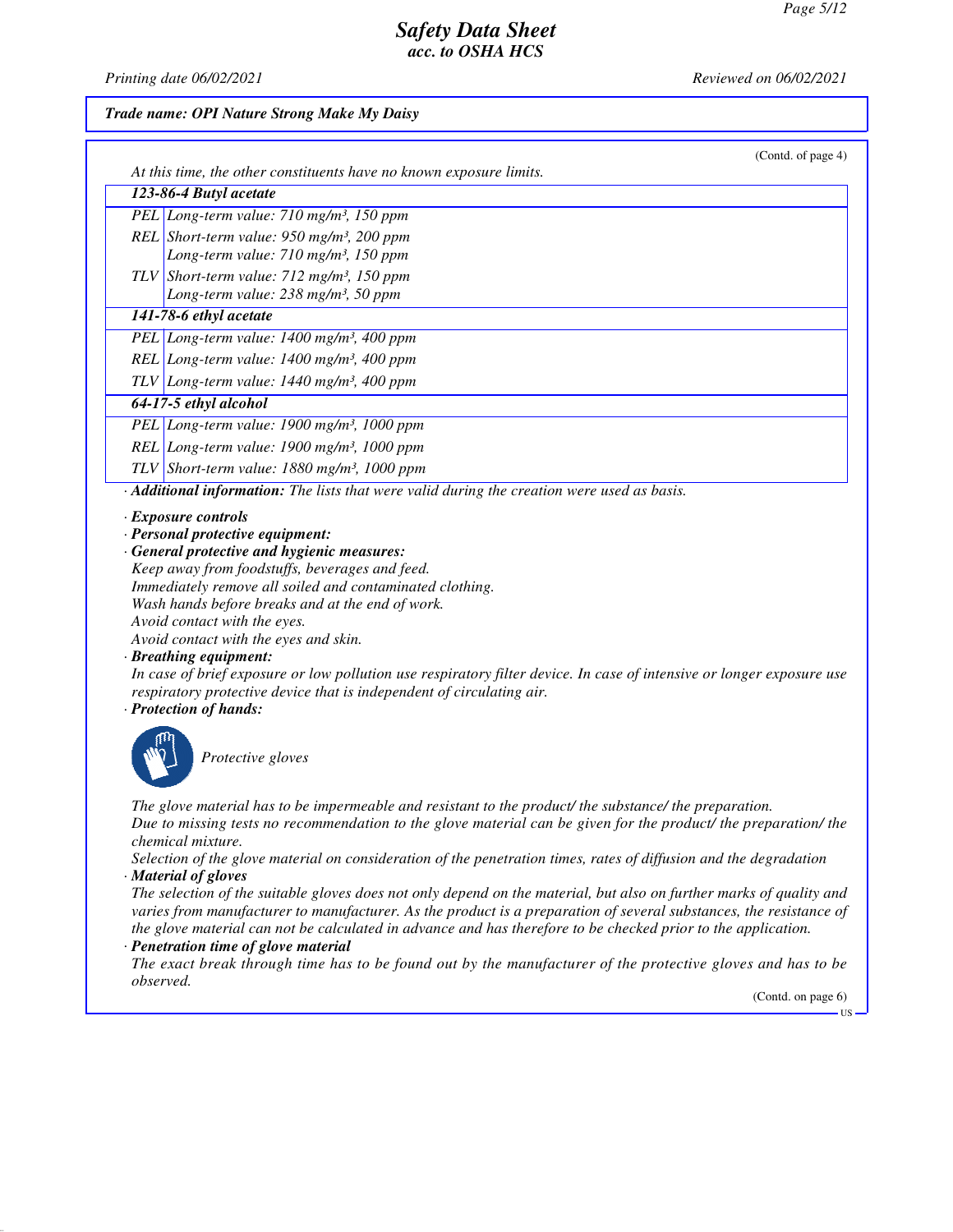*Trade name: OPI Nature Strong Make My Daisy*

(Contd. of page 4)

At this time, the other constituents have no known exposure limits.

| **123-86-4 Butyl acetate** | |
|---|---|
| PEL | Long-term value: 710 mg/m³, 150 ppm |
| REL | Short-term value: 950 mg/m³, 200 ppm<br>Long-term value: 710 mg/m³, 150 ppm |
| TLV | Short-term value: 712 mg/m³, 150 ppm<br>Long-term value: 238 mg/m³, 50 ppm |
| **141-78-6 ethyl acetate** | |
| PEL | Long-term value: 1400 mg/m³, 400 ppm |
| REL | Long-term value: 1400 mg/m³, 400 ppm |
| TLV | Long-term value: 1440 mg/m³, 400 ppm |
| **64-17-5 ethyl alcohol** | |
| PEL | Long-term value: 1900 mg/m³, 1000 ppm |
| REL | Long-term value: 1900 mg/m³, 1000 ppm |
| TLV | Short-term value: 1880 mg/m³, 1000 ppm |

· **Additional information:** The lists that were valid during the creation were used as basis.

· **Exposure controls**
· **Personal protective equipment:**
· **General protective and hygienic measures:**
Keep away from foodstuffs, beverages and feed.
Immediately remove all soiled and contaminated clothing.
Wash hands before breaks and at the end of work.
Avoid contact with the eyes.
Avoid contact with the eyes and skin.
· **Breathing equipment:**
In case of brief exposure or low pollution use respiratory filter device. In case of intensive or longer exposure use respiratory protective device that is independent of circulating air.
· **Protection of hands:**

Protective gloves

The glove material has to be impermeable and resistant to the product/ the substance/ the preparation.
Due to missing tests no recommendation to the glove material can be given for the product/ the preparation/ the chemical mixture.
Selection of the glove material on consideration of the penetration times, rates of diffusion and the degradation
· **Material of gloves**
The selection of the suitable gloves does not only depend on the material, but also on further marks of quality and varies from manufacturer to manufacturer. As the product is a preparation of several substances, the resistance of the glove material can not be calculated in advance and has therefore to be checked prior to the application.
· **Penetration time of glove material**
The exact break through time has to be found out by the manufacturer of the protective gloves and has to be observed.

(Contd. on page 6)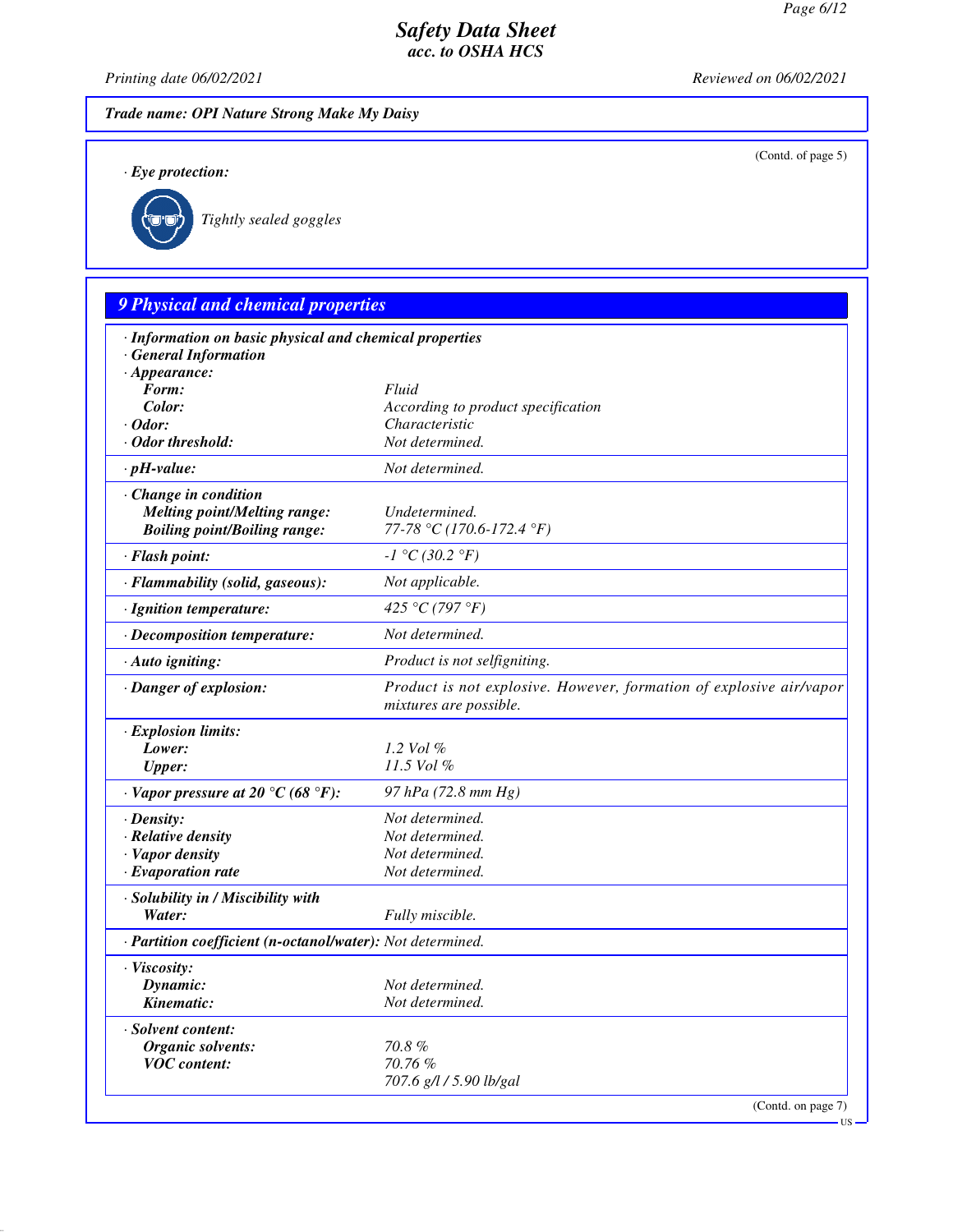**Trade name: OPI Nature Strong Make My Daisy**

(Contd. of page 5)

· **Eye protection:**

Tightly sealed goggles

## 9 Physical and chemical properties

| | |
|---|---|
| · **Information on basic physical and chemical properties** | |
| · **General Information** | |
| · **Appearance:** | |
| **Form:** | Fluid |
| **Color:** | According to product specification |
| · **Odor:** | Characteristic |
| · **Odor threshold:** | Not determined. |
| · **pH-value:** | Not determined. |
| · **Change in condition** | |
| **Melting point/Melting range:** | Undetermined. |
| **Boiling point/Boiling range:** | 77-78 °C (170.6-172.4 °F) |
| · **Flash point:** | -1 °C (30.2 °F) |
| · **Flammability (solid, gaseous):** | Not applicable. |
| · **Ignition temperature:** | 425 °C (797 °F) |
| · **Decomposition temperature:** | Not determined. |
| · **Auto igniting:** | Product is not selfigniting. |
| · **Danger of explosion:** | Product is not explosive. However, formation of explosive air/vapor mixtures are possible. |
| · **Explosion limits:** | |
| **Lower:** | 1.2 Vol % |
| **Upper:** | 11.5 Vol % |
| · **Vapor pressure at 20 °C (68 °F):** | 97 hPa (72.8 mm Hg) |
| · **Density:** | Not determined. |
| · **Relative density** | Not determined. |
| · **Vapor density** | Not determined. |
| · **Evaporation rate** | Not determined. |
| · **Solubility in / Miscibility with** | |
| **Water:** | Fully miscible. |
| · **Partition coefficient (n-octanol/water):** | Not determined. |
| · **Viscosity:** | |
| **Dynamic:** | Not determined. |
| **Kinematic:** | Not determined. |
| · **Solvent content:** | |
| **Organic solvents:** | 70.8 % |
| **VOC content:** | 70.76 % |
| | 707.6 g/l / 5.90 lb/gal |

(Contd. on page 7)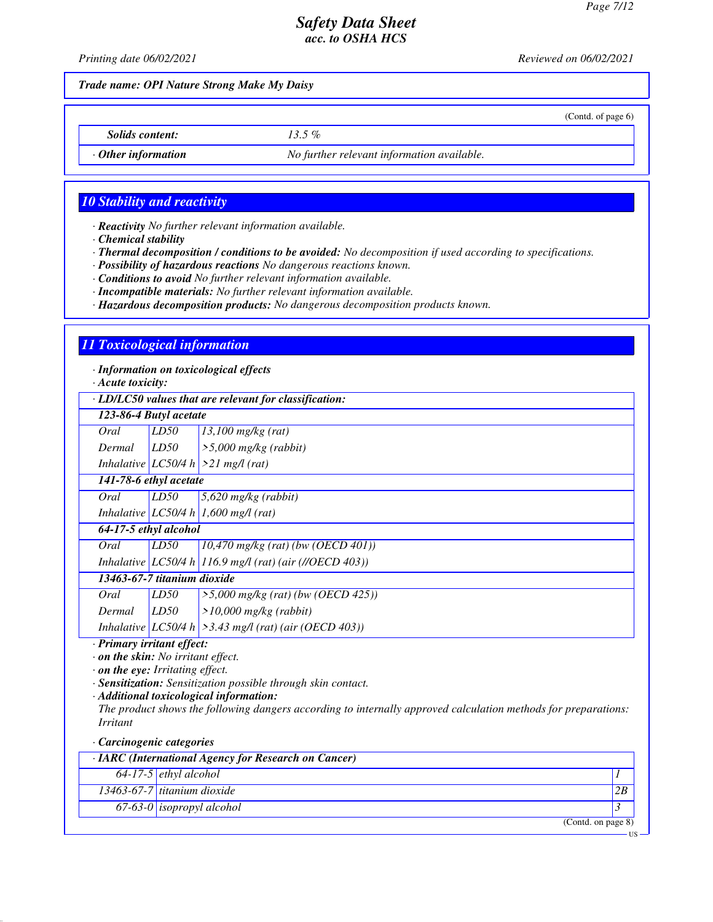Trade name: OPI Nature Strong Make My Daisy

(Contd. of page 6)

| | |
|---|---|
| *Solids content:* | 13.5 % |
| · **Other information** | No further relevant information available. |

## 10 Stability and reactivity

· **Reactivity** No further relevant information available.
· **Chemical stability**
· **Thermal decomposition / conditions to be avoided:** No decomposition if used according to specifications.
· **Possibility of hazardous reactions** No dangerous reactions known.
· **Conditions to avoid** No further relevant information available.
· **Incompatible materials:** No further relevant information available.
· **Hazardous decomposition products:** No dangerous decomposition products known.

## 11 Toxicological information

· **Information on toxicological effects**
· **Acute toxicity:**

| · LD/LC50 values that are relevant for classification: | | |
|---|---|---|
| **123-86-4 Butyl acetate** | | |
| Oral | LD50 | 13,100 mg/kg (rat) |
| Dermal | LD50 | >5,000 mg/kg (rabbit) |
| Inhalative | LC50/4 h | >21 mg/l (rat) |
| **141-78-6 ethyl acetate** | | |
| Oral | LD50 | 5,620 mg/kg (rabbit) |
| Inhalative | LC50/4 h | 1,600 mg/l (rat) |
| **64-17-5 ethyl alcohol** | | |
| Oral | LD50 | 10,470 mg/kg (rat) (bw (OECD 401)) |
| Inhalative | LC50/4 h | 116.9 mg/l (rat) (air (//OECD 403)) |
| **13463-67-7 titanium dioxide** | | |
| Oral | LD50 | >5,000 mg/kg (rat) (bw (OECD 425)) |
| Dermal | LD50 | >10,000 mg/kg (rabbit) |
| Inhalative | LC50/4 h | >3.43 mg/l (rat) (air (OECD 403)) |

· **Primary irritant effect:**
· **on the skin:** No irritant effect.
· **on the eye:** Irritating effect.
· **Sensitization:** Sensitization possible through skin contact.
· **Additional toxicological information:**
The product shows the following dangers according to internally approved calculation methods for preparations:
Irritant

· **Carcinogenic categories**

| · IARC (International Agency for Research on Cancer) | | |
|---|---|---|
| 64-17-5 | ethyl alcohol | 1 |
| 13463-67-7 | titanium dioxide | 2B |
| 67-63-0 | isopropyl alcohol | 3 |

(Contd. on page 8)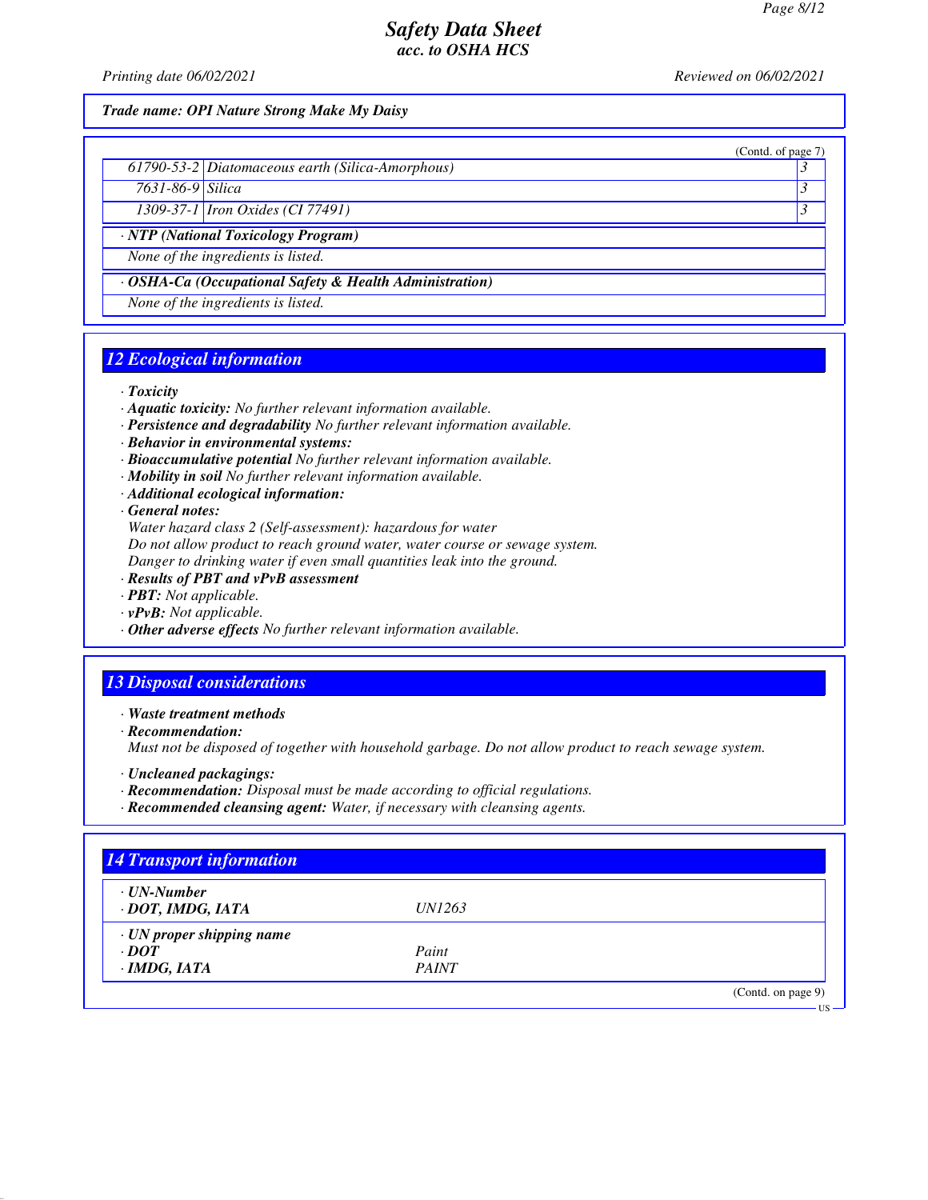**Trade name: OPI Nature Strong Make My Daisy**

(Contd. of page 7)

| | | |
|---|---|---|
| 61790-53-2 | Diatomaceous earth (Silica-Amorphous) | 3 |
| 7631-86-9 | Silica | 3 |
| 1309-37-1 | Iron Oxides (CI 77491) | 3 |

· **NTP (National Toxicology Program)**

None of the ingredients is listed.

· **OSHA-Ca (Occupational Safety & Health Administration)**

None of the ingredients is listed.

## 12 Ecological information

· **Toxicity**
· **Aquatic toxicity:** No further relevant information available.
· **Persistence and degradability** No further relevant information available.
· **Behavior in environmental systems:**
· **Bioaccumulative potential** No further relevant information available.
· **Mobility in soil** No further relevant information available.
· **Additional ecological information:**
· **General notes:**
Water hazard class 2 (Self-assessment): hazardous for water
Do not allow product to reach ground water, water course or sewage system.
Danger to drinking water if even small quantities leak into the ground.
· **Results of PBT and vPvB assessment**
· **PBT:** Not applicable.
· **vPvB:** Not applicable.
· **Other adverse effects** No further relevant information available.

## 13 Disposal considerations

· **Waste treatment methods**
· **Recommendation:**
Must not be disposed of together with household garbage. Do not allow product to reach sewage system.

· **Uncleaned packagings:**
· **Recommendation:** Disposal must be made according to official regulations.
· **Recommended cleansing agent:** Water, if necessary with cleansing agents.

## 14 Transport information

| | |
|---|---|
| · **UN-Number** | |
| · **DOT, IMDG, IATA** | UN1263 |
| · **UN proper shipping name** | |
| · **DOT** | Paint |
| · **IMDG, IATA** | PAINT |

(Contd. on page 9)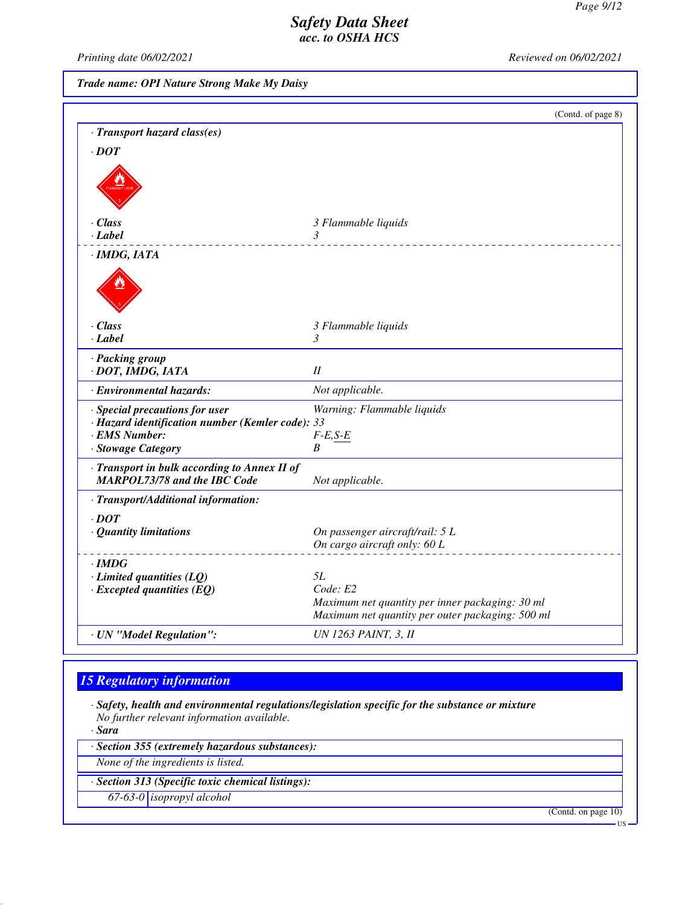**Trade name: OPI Nature Strong Make My Daisy**

(Contd. of page 8)

· **Transport hazard class(es)**

· **DOT**

| | |
|---|---|
| · **Class** | 3 Flammable liquids |
| · **Label** | 3 |

· **IMDG, IATA**

| | |
|---|---|
| · **Class** | 3 Flammable liquids |
| · **Label** | 3 |

| | |
|---|---|
| · **Packing group** · **DOT, IMDG, IATA** | II |
| · **Environmental hazards:** | Not applicable. |
| · **Special precautions for user** | Warning: Flammable liquids |
| · **Hazard identification number (Kemler code):** | 33 |
| · **EMS Number:** | F-E,S-E |
| · **Stowage Category** | B |
| · **Transport in bulk according to Annex II of MARPOL73/78 and the IBC Code** | Not applicable. |

· **Transport/Additional information:**

· **DOT**

| | |
|---|---|
| · **Quantity limitations** | On passenger aircraft/rail: 5 L<br>On cargo aircraft only: 60 L |

· **IMDG**

| | |
|---|---|
| · **Limited quantities (LQ)** | 5L |
| · **Excepted quantities (EQ)** | Code: E2<br>Maximum net quantity per inner packaging: 30 ml<br>Maximum net quantity per outer packaging: 500 ml |
| · **UN "Model Regulation":** | UN 1263 PAINT, 3, II |

## 15 Regulatory information

· **Safety, health and environmental regulations/legislation specific for the substance or mixture**
No further relevant information available.

· **Sara**

· **Section 355 (extremely hazardous substances):**

None of the ingredients is listed.

· **Section 313 (Specific toxic chemical listings):**

| | |
|---|---|
| 67-63-0 | isopropyl alcohol |

(Contd. on page 10)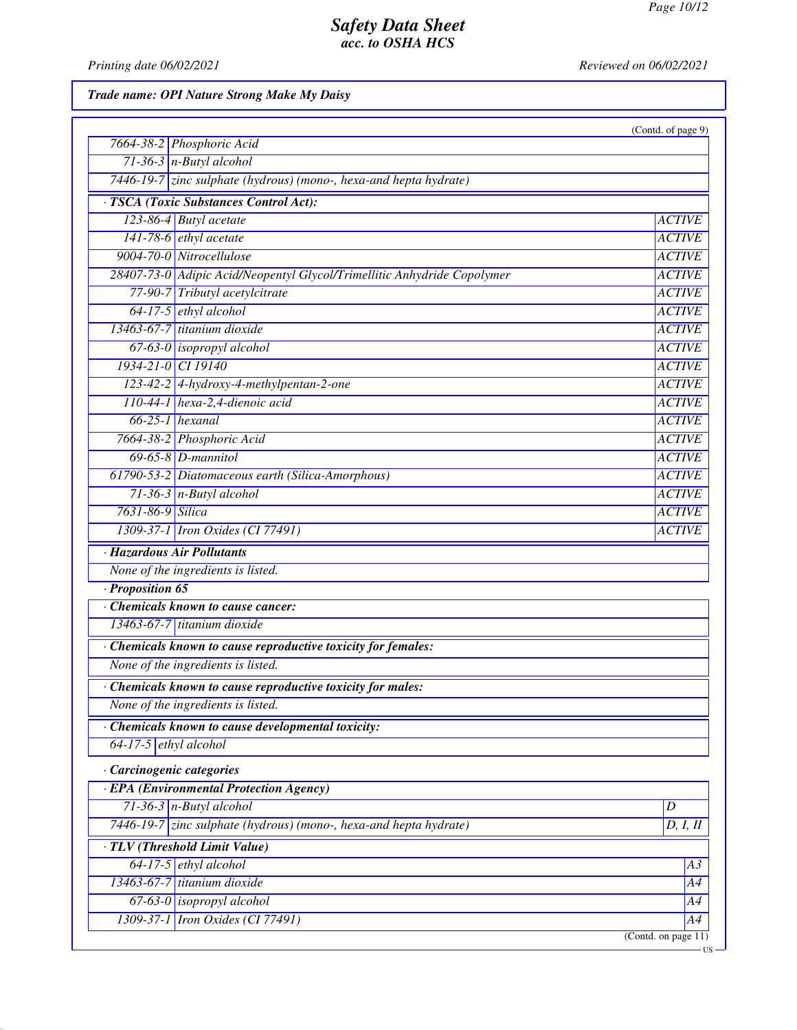**Trade name: OPI Nature Strong Make My Daisy**

(Contd. of page 9)

| | |
|---|---|
| 7664-38-2 | Phosphoric Acid |
| 71-36-3 | n-Butyl alcohol |
| 7446-19-7 | zinc sulphate (hydrous) (mono-, hexa-and hepta hydrate) |

· **TSCA (Toxic Substances Control Act):**

| | | |
|---|---|---|
| 123-86-4 | Butyl acetate | ACTIVE |
| 141-78-6 | ethyl acetate | ACTIVE |
| 9004-70-0 | Nitrocellulose | ACTIVE |
| 28407-73-0 | Adipic Acid/Neopentyl Glycol/Trimellitic Anhydride Copolymer | ACTIVE |
| 77-90-7 | Tributyl acetylcitrate | ACTIVE |
| 64-17-5 | ethyl alcohol | ACTIVE |
| 13463-67-7 | titanium dioxide | ACTIVE |
| 67-63-0 | isopropyl alcohol | ACTIVE |
| 1934-21-0 | CI 19140 | ACTIVE |
| 123-42-2 | 4-hydroxy-4-methylpentan-2-one | ACTIVE |
| 110-44-1 | hexa-2,4-dienoic acid | ACTIVE |
| 66-25-1 | hexanal | ACTIVE |
| 7664-38-2 | Phosphoric Acid | ACTIVE |
| 69-65-8 | D-mannitol | ACTIVE |
| 61790-53-2 | Diatomaceous earth (Silica-Amorphous) | ACTIVE |
| 71-36-3 | n-Butyl alcohol | ACTIVE |
| 7631-86-9 | Silica | ACTIVE |
| 1309-37-1 | Iron Oxides (CI 77491) | ACTIVE |

· **Hazardous Air Pollutants**

None of the ingredients is listed.

· **Proposition 65**

· **Chemicals known to cause cancer:**

| | |
|---|---|
| 13463-67-7 | titanium dioxide |

· **Chemicals known to cause reproductive toxicity for females:**

None of the ingredients is listed.

· **Chemicals known to cause reproductive toxicity for males:**

None of the ingredients is listed.

· **Chemicals known to cause developmental toxicity:**

| | |
|---|---|
| 64-17-5 | ethyl alcohol |

· **Carcinogenic categories**

· **EPA (Environmental Protection Agency)**

| | | |
|---|---|---|
| 71-36-3 | n-Butyl alcohol | D |
| 7446-19-7 | zinc sulphate (hydrous) (mono-, hexa-and hepta hydrate) | D, I, II |

· **TLV (Threshold Limit Value)**

| | | |
|---|---|---|
| 64-17-5 | ethyl alcohol | A3 |
| 13463-67-7 | titanium dioxide | A4 |
| 67-63-0 | isopropyl alcohol | A4 |
| 1309-37-1 | Iron Oxides (CI 77491) | A4 |

(Contd. on page 11)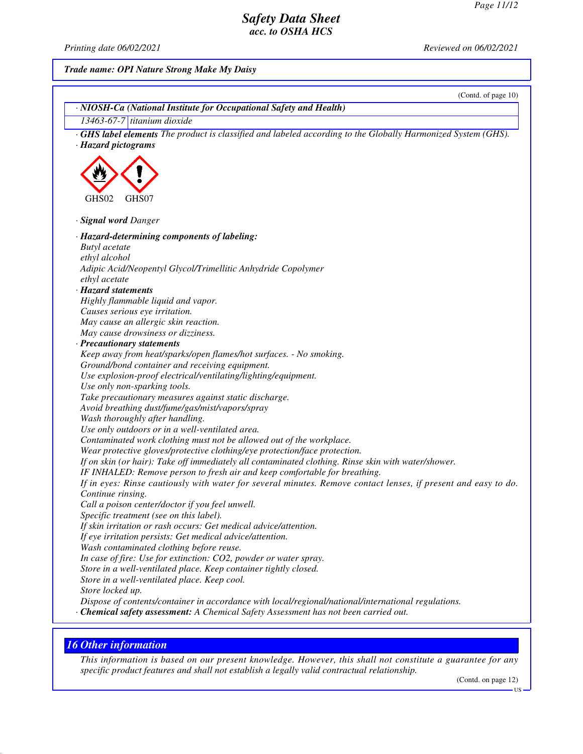**Trade name: OPI Nature Strong Make My Daisy**

(Contd. of page 10)

· **NIOSH-Ca (National Institute for Occupational Safety and Health)**

| 13463-67-7 | titanium dioxide |
| --- | --- |

· **GHS label elements** The product is classified and labeled according to the Globally Harmonized System (GHS).

· **Hazard pictograms**

GHS02 GHS07

· **Signal word** Danger

· **Hazard-determining components of labeling:**
Butyl acetate
ethyl alcohol
Adipic Acid/Neopentyl Glycol/Trimellitic Anhydride Copolymer
ethyl acetate

· **Hazard statements**
Highly flammable liquid and vapor.
Causes serious eye irritation.
May cause an allergic skin reaction.
May cause drowsiness or dizziness.

· **Precautionary statements**
Keep away from heat/sparks/open flames/hot surfaces. - No smoking.
Ground/bond container and receiving equipment.
Use explosion-proof electrical/ventilating/lighting/equipment.
Use only non-sparking tools.
Take precautionary measures against static discharge.
Avoid breathing dust/fume/gas/mist/vapors/spray
Wash thoroughly after handling.
Use only outdoors or in a well-ventilated area.
Contaminated work clothing must not be allowed out of the workplace.
Wear protective gloves/protective clothing/eye protection/face protection.
If on skin (or hair): Take off immediately all contaminated clothing. Rinse skin with water/shower.
IF INHALED: Remove person to fresh air and keep comfortable for breathing.
If in eyes: Rinse cautiously with water for several minutes. Remove contact lenses, if present and easy to do. Continue rinsing.
Call a poison center/doctor if you feel unwell.
Specific treatment (see on this label).
If skin irritation or rash occurs: Get medical advice/attention.
If eye irritation persists: Get medical advice/attention.
Wash contaminated clothing before reuse.
In case of fire: Use for extinction: CO2, powder or water spray.
Store in a well-ventilated place. Keep container tightly closed.
Store in a well-ventilated place. Keep cool.
Store locked up.
Dispose of contents/container in accordance with local/regional/national/international regulations.

· **Chemical safety assessment:** A Chemical Safety Assessment has not been carried out.

## 16 Other information

This information is based on our present knowledge. However, this shall not constitute a guarantee for any specific product features and shall not establish a legally valid contractual relationship.

(Contd. on page 12)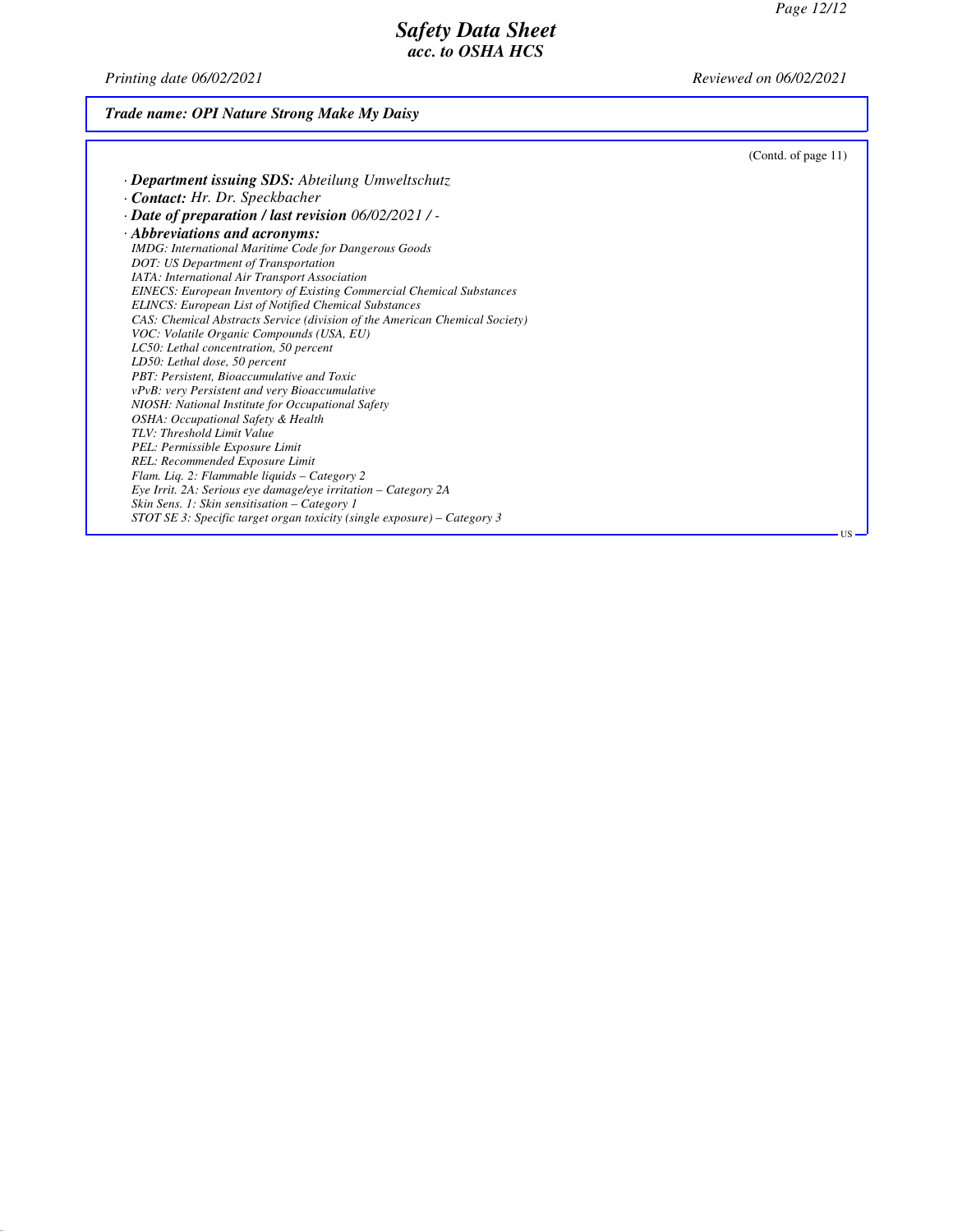**Trade name: OPI Nature Strong Make My Daisy**

(Contd. of page 11)

· **Department issuing SDS:** Abteilung Umweltschutz
· **Contact:** Hr. Dr. Speckbacher
· **Date of preparation / last revision** 06/02/2021 / -
· **Abbreviations and acronyms:**
IMDG: International Maritime Code for Dangerous Goods
DOT: US Department of Transportation
IATA: International Air Transport Association
EINECS: European Inventory of Existing Commercial Chemical Substances
ELINCS: European List of Notified Chemical Substances
CAS: Chemical Abstracts Service (division of the American Chemical Society)
VOC: Volatile Organic Compounds (USA, EU)
LC50: Lethal concentration, 50 percent
LD50: Lethal dose, 50 percent
PBT: Persistent, Bioaccumulative and Toxic
vPvB: very Persistent and very Bioaccumulative
NIOSH: National Institute for Occupational Safety
OSHA: Occupational Safety & Health
TLV: Threshold Limit Value
PEL: Permissible Exposure Limit
REL: Recommended Exposure Limit
Flam. Liq. 2: Flammable liquids – Category 2
Eye Irrit. 2A: Serious eye damage/eye irritation – Category 2A
Skin Sens. 1: Skin sensitisation – Category 1
STOT SE 3: Specific target organ toxicity (single exposure) – Category 3

US